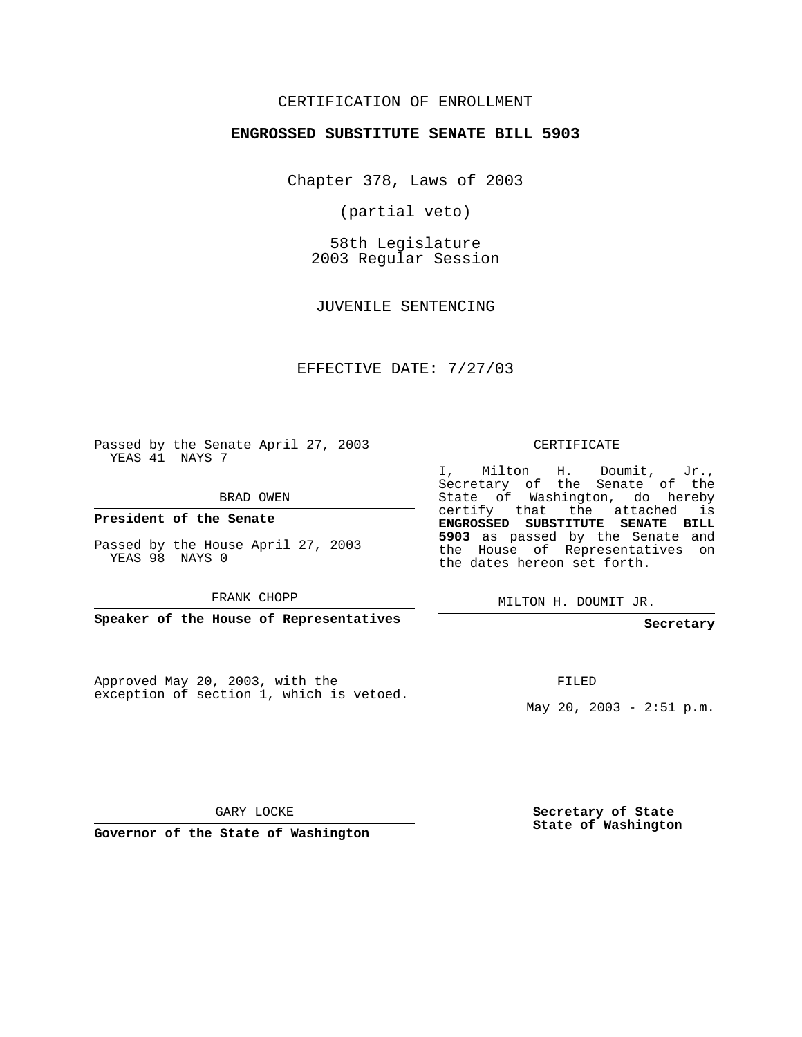CERTIFICATION OF ENROLLMENT

**ENGROSSED SUBSTITUTE SENATE BILL 5903**

Chapter 378, Laws of 2003

(partial veto)

58th Legislature
2003 Regular Session

JUVENILE SENTENCING

EFFECTIVE DATE: 7/27/03

Passed by the Senate April 27, 2003
YEAS 41 NAYS 7

BRAD OWEN

**President of the Senate**

Passed by the House April 27, 2003
YEAS 98 NAYS 0

FRANK CHOPP

**Speaker of the House of Representatives**

Approved May 20, 2003, with the exception of section 1, which is vetoed.

GARY LOCKE

**Governor of the State of Washington**

CERTIFICATE

I, Milton H. Doumit, Jr., Secretary of the Senate of the State of Washington, do hereby certify that the attached is **ENGROSSED SUBSTITUTE SENATE BILL 5903** as passed by the Senate and the House of Representatives on the dates hereon set forth.

MILTON H. DOUMIT JR.

**Secretary**

FILED

May 20, 2003 - 2:51 p.m.

**Secretary of State**
**State of Washington**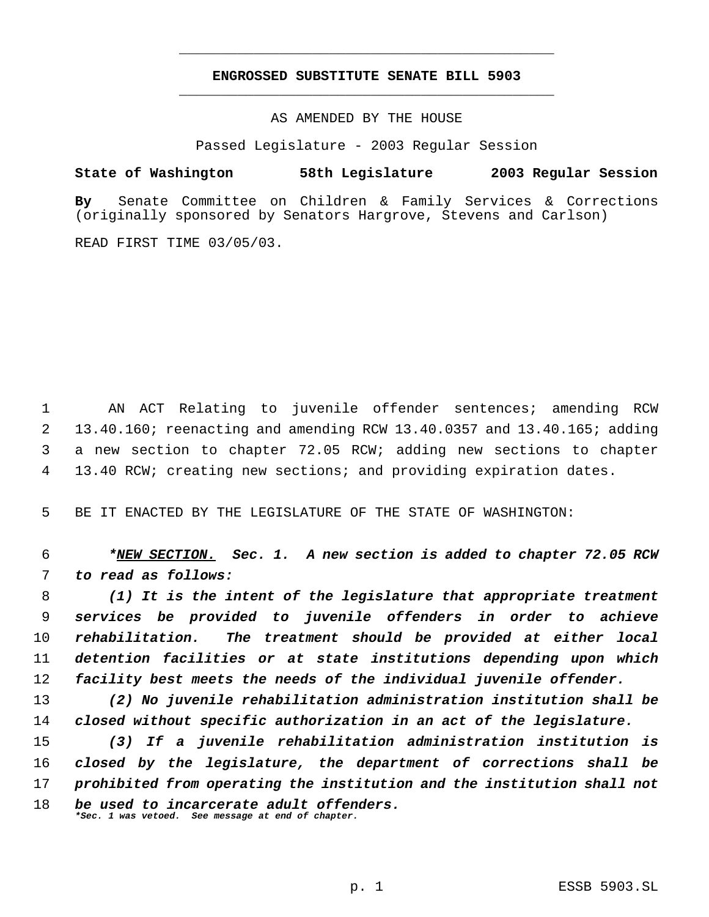# ENGROSSED SUBSTITUTE SENATE BILL 5903

AS AMENDED BY THE HOUSE

Passed Legislature - 2003 Regular Session

**State of Washington 58th Legislature 2003 Regular Session**

**By** Senate Committee on Children & Family Services & Corrections (originally sponsored by Senators Hargrove, Stevens and Carlson)

READ FIRST TIME 03/05/03.

AN ACT Relating to juvenile offender sentences; amending RCW 13.40.160; reenacting and amending RCW 13.40.0357 and 13.40.165; adding a new section to chapter 72.05 RCW; adding new sections to chapter 13.40 RCW; creating new sections; and providing expiration dates.

BE IT ENACTED BY THE LEGISLATURE OF THE STATE OF WASHINGTON:

***\*<u>NEW SECTION.</u> Sec. 1. A new section is added to chapter 72.05 RCW to read as follows:***

***(1) It is the intent of the legislature that appropriate treatment services be provided to juvenile offenders in order to achieve rehabilitation. The treatment should be provided at either local detention facilities or at state institutions depending upon which facility best meets the needs of the individual juvenile offender.***

***(2) No juvenile rehabilitation administration institution shall be closed without specific authorization in an act of the legislature.***

***(3) If a juvenile rehabilitation administration institution is closed by the legislature, the department of corrections shall be prohibited from operating the institution and the institution shall not be used to incarcerate adult offenders.***

***\*Sec. 1 was vetoed. See message at end of chapter.***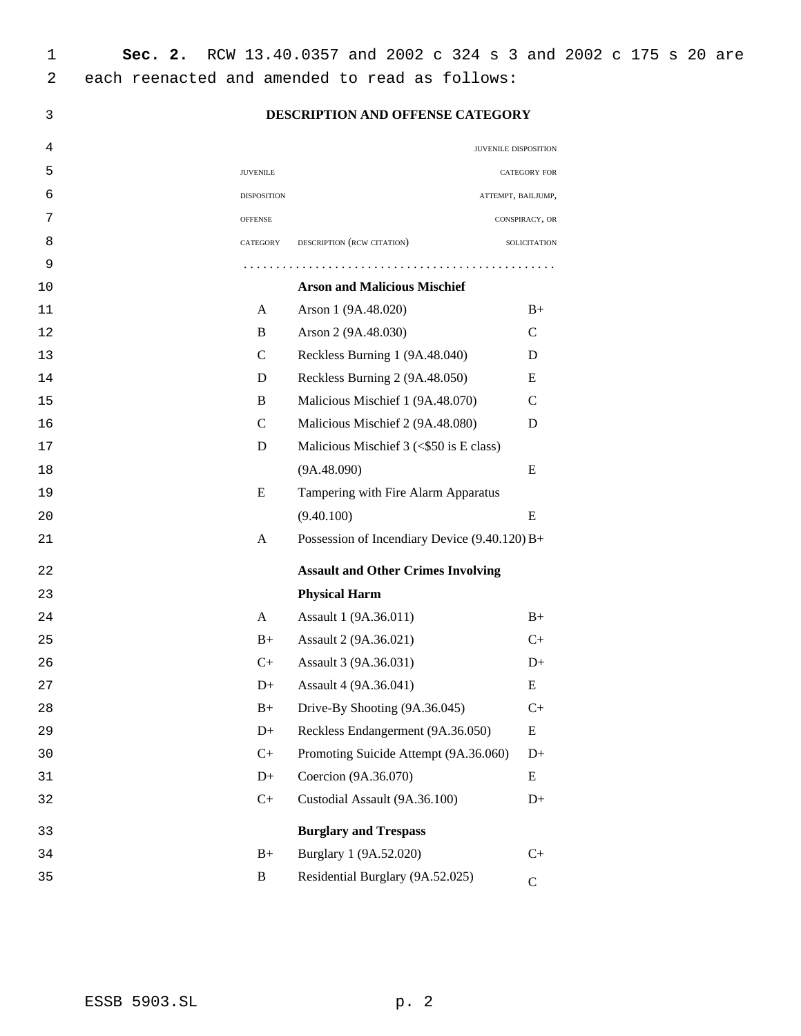**Sec. 2.** RCW 13.40.0357 and 2002 c 324 s 3 and 2002 c 175 s 20 are each reenacted and amended to read as follows:

### DESCRIPTION AND OFFENSE CATEGORY

| JUVENILE DISPOSITION OFFENSE CATEGORY | DESCRIPTION (RCW CITATION) | JUVENILE DISPOSITION CATEGORY FOR ATTEMPT, BAILJUMP, CONSPIRACY, OR SOLICITATION |
|---|---|---|
| | **Arson and Malicious Mischief** | |
| A | Arson 1 (9A.48.020) | B+ |
| B | Arson 2 (9A.48.030) | C |
| C | Reckless Burning 1 (9A.48.040) | D |
| D | Reckless Burning 2 (9A.48.050) | E |
| B | Malicious Mischief 1 (9A.48.070) | C |
| C | Malicious Mischief 2 (9A.48.080) | D |
| D | Malicious Mischief 3 (<$50 is E class) (9A.48.090) | E |
| E | Tampering with Fire Alarm Apparatus (9.40.100) | E |
| A | Possession of Incendiary Device (9.40.120) | B+ |
| | **Assault and Other Crimes Involving Physical Harm** | |
| A | Assault 1 (9A.36.011) | B+ |
| B+ | Assault 2 (9A.36.021) | C+ |
| C+ | Assault 3 (9A.36.031) | D+ |
| D+ | Assault 4 (9A.36.041) | E |
| B+ | Drive-By Shooting (9A.36.045) | C+ |
| D+ | Reckless Endangerment (9A.36.050) | E |
| C+ | Promoting Suicide Attempt (9A.36.060) | D+ |
| D+ | Coercion (9A.36.070) | E |
| C+ | Custodial Assault (9A.36.100) | D+ |
| | **Burglary and Trespass** | |
| B+ | Burglary 1 (9A.52.020) | C+ |
| B | Residential Burglary (9A.52.025) | C |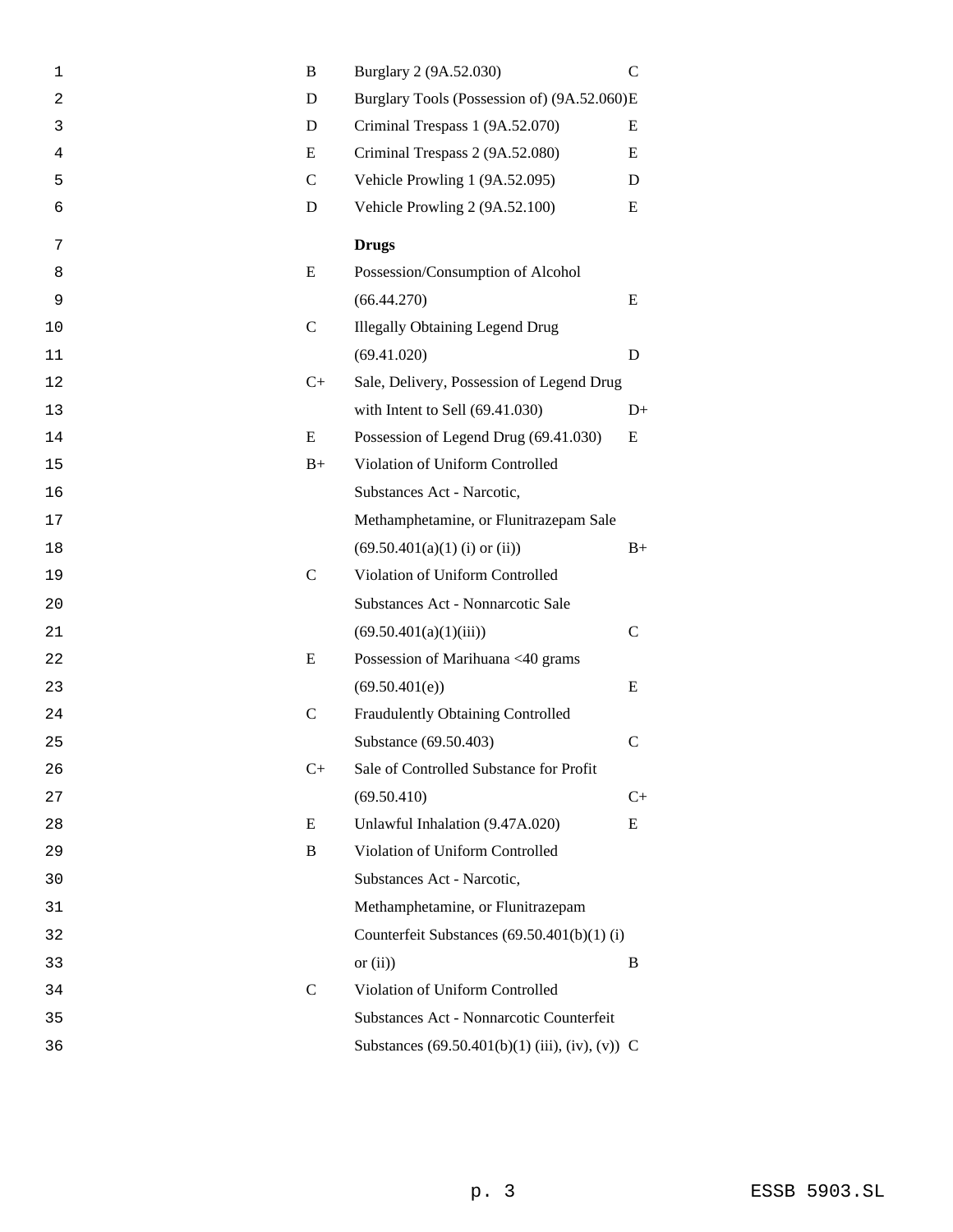| | | |
|---|---|---|
| B | Burglary 2 (9A.52.030) | C |
| D | Burglary Tools (Possession of) (9A.52.060) | E |
| D | Criminal Trespass 1 (9A.52.070) | E |
| E | Criminal Trespass 2 (9A.52.080) | E |
| C | Vehicle Prowling 1 (9A.52.095) | D |
| D | Vehicle Prowling 2 (9A.52.100) | E |
| | **Drugs** | |
| E | Possession/Consumption of Alcohol (66.44.270) | E |
| C | Illegally Obtaining Legend Drug (69.41.020) | D |
| C+ | Sale, Delivery, Possession of Legend Drug with Intent to Sell (69.41.030) | D+ |
| E | Possession of Legend Drug (69.41.030) | E |
| B+ | Violation of Uniform Controlled Substances Act - Narcotic, Methamphetamine, or Flunitrazepam Sale (69.50.401(a)(1) (i) or (ii)) | B+ |
| C | Violation of Uniform Controlled Substances Act - Nonnarcotic Sale (69.50.401(a)(1)(iii)) | C |
| E | Possession of Marihuana <40 grams (69.50.401(e)) | E |
| C | Fraudulently Obtaining Controlled Substance (69.50.403) | C |
| C+ | Sale of Controlled Substance for Profit (69.50.410) | C+ |
| E | Unlawful Inhalation (9.47A.020) | E |
| B | Violation of Uniform Controlled Substances Act - Narcotic, Methamphetamine, or Flunitrazepam Counterfeit Substances (69.50.401(b)(1) (i) or (ii)) | B |
| C | Violation of Uniform Controlled Substances Act - Nonnarcotic Counterfeit Substances (69.50.401(b)(1) (iii), (iv), (v)) | C |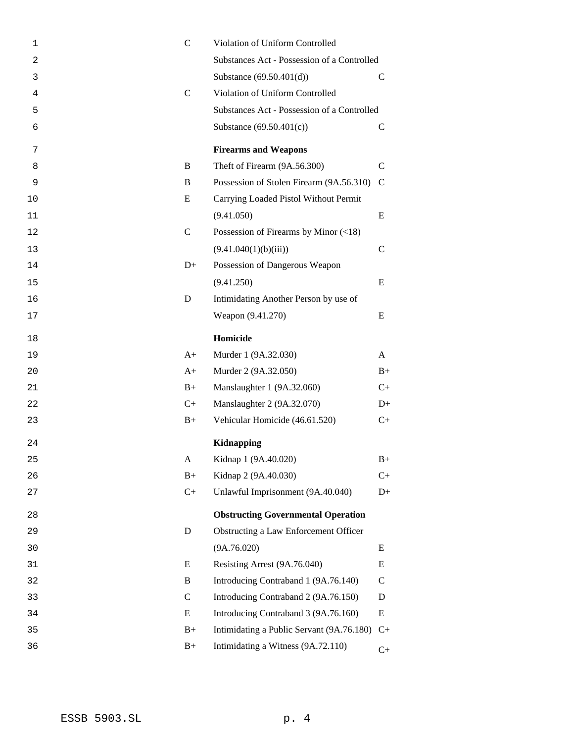| | | |
|---|---|---|
| C | Violation of Uniform Controlled Substances Act - Possession of a Controlled Substance (69.50.401(d)) | C |
| C | Violation of Uniform Controlled Substances Act - Possession of a Controlled Substance (69.50.401(c)) | C |
| | **Firearms and Weapons** | |
| B | Theft of Firearm (9A.56.300) | C |
| B | Possession of Stolen Firearm (9A.56.310) | C |
| E | Carrying Loaded Pistol Without Permit (9.41.050) | E |
| C | Possession of Firearms by Minor (<18) (9.41.040(1)(b)(iii)) | C |
| D+ | Possession of Dangerous Weapon (9.41.250) | E |
| D | Intimidating Another Person by use of Weapon (9.41.270) | E |
| | **Homicide** | |
| A+ | Murder 1 (9A.32.030) | A |
| A+ | Murder 2 (9A.32.050) | B+ |
| B+ | Manslaughter 1 (9A.32.060) | C+ |
| C+ | Manslaughter 2 (9A.32.070) | D+ |
| B+ | Vehicular Homicide (46.61.520) | C+ |
| | **Kidnapping** | |
| A | Kidnap 1 (9A.40.020) | B+ |
| B+ | Kidnap 2 (9A.40.030) | C+ |
| C+ | Unlawful Imprisonment (9A.40.040) | D+ |
| | **Obstructing Governmental Operation** | |
| D | Obstructing a Law Enforcement Officer (9A.76.020) | E |
| E | Resisting Arrest (9A.76.040) | E |
| B | Introducing Contraband 1 (9A.76.140) | C |
| C | Introducing Contraband 2 (9A.76.150) | D |
| E | Introducing Contraband 3 (9A.76.160) | E |
| B+ | Intimidating a Public Servant (9A.76.180) | C+ |
| B+ | Intimidating a Witness (9A.72.110) | C+ |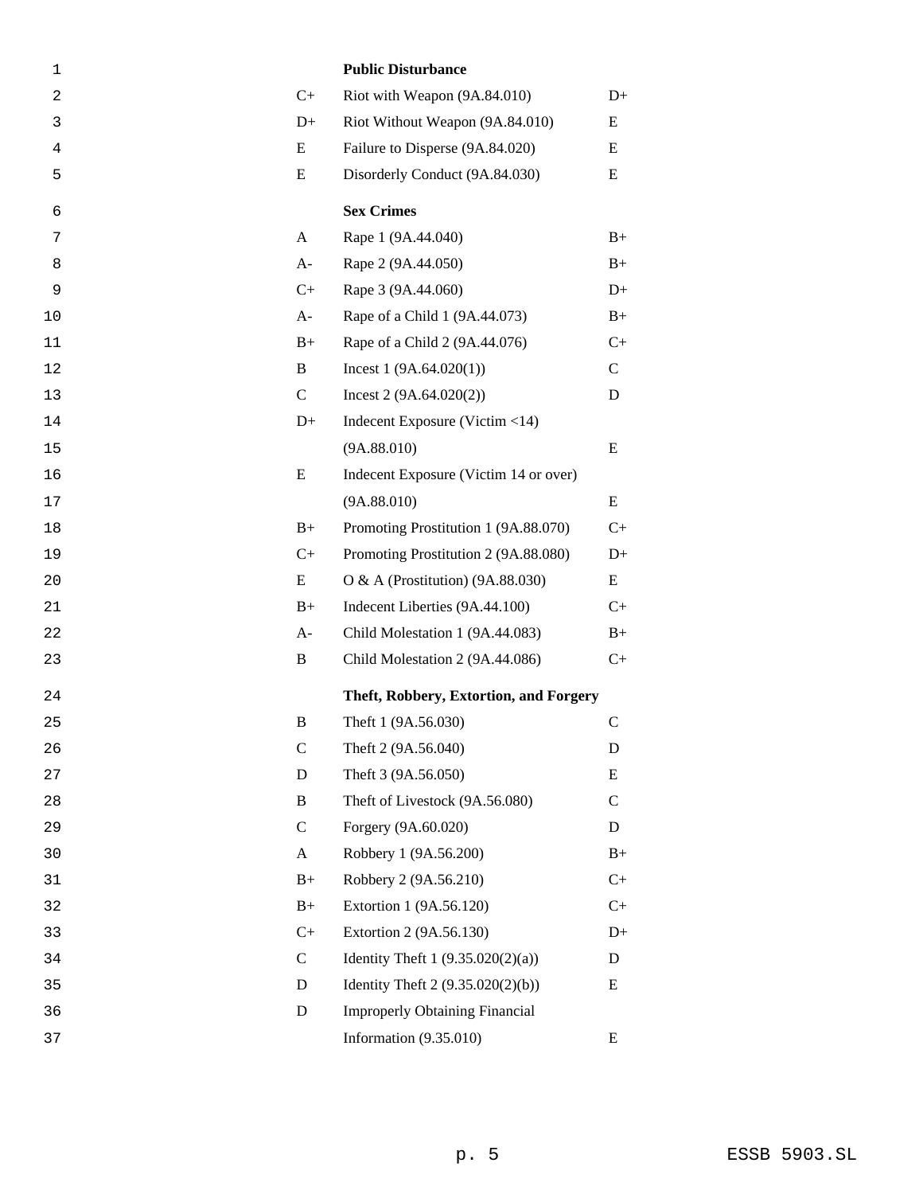| | | |
|---|---|---|
| | **Public Disturbance** | |
| C+ | Riot with Weapon (9A.84.010) | D+ |
| D+ | Riot Without Weapon (9A.84.010) | E |
| E | Failure to Disperse (9A.84.020) | E |
| E | Disorderly Conduct (9A.84.030) | E |
| | **Sex Crimes** | |
| A | Rape 1 (9A.44.040) | B+ |
| A- | Rape 2 (9A.44.050) | B+ |
| C+ | Rape 3 (9A.44.060) | D+ |
| A- | Rape of a Child 1 (9A.44.073) | B+ |
| B+ | Rape of a Child 2 (9A.44.076) | C+ |
| B | Incest 1 (9A.64.020(1)) | C |
| C | Incest 2 (9A.64.020(2)) | D |
| D+ | Indecent Exposure (Victim <14) (9A.88.010) | E |
| E | Indecent Exposure (Victim 14 or over) (9A.88.010) | E |
| B+ | Promoting Prostitution 1 (9A.88.070) | C+ |
| C+ | Promoting Prostitution 2 (9A.88.080) | D+ |
| E | O & A (Prostitution) (9A.88.030) | E |
| B+ | Indecent Liberties (9A.44.100) | C+ |
| A- | Child Molestation 1 (9A.44.083) | B+ |
| B | Child Molestation 2 (9A.44.086) | C+ |
| | **Theft, Robbery, Extortion, and Forgery** | |
| B | Theft 1 (9A.56.030) | C |
| C | Theft 2 (9A.56.040) | D |
| D | Theft 3 (9A.56.050) | E |
| B | Theft of Livestock (9A.56.080) | C |
| C | Forgery (9A.60.020) | D |
| A | Robbery 1 (9A.56.200) | B+ |
| B+ | Robbery 2 (9A.56.210) | C+ |
| B+ | Extortion 1 (9A.56.120) | C+ |
| C+ | Extortion 2 (9A.56.130) | D+ |
| C | Identity Theft 1 (9.35.020(2)(a)) | D |
| D | Identity Theft 2 (9.35.020(2)(b)) | E |
| D | Improperly Obtaining Financial Information (9.35.010) | E |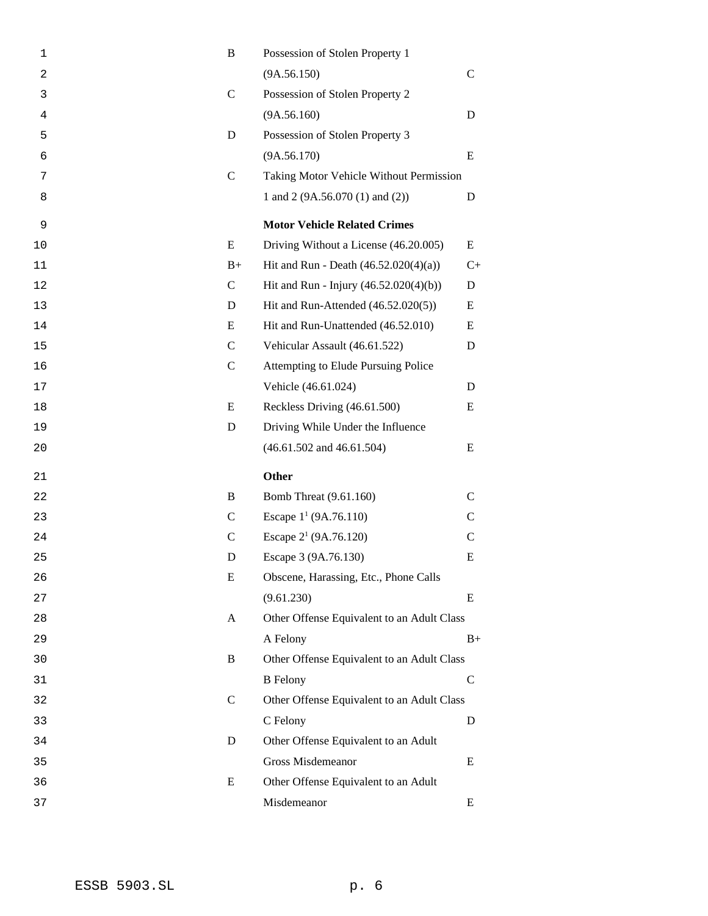| | | |
|---|---|---|
| B | Possession of Stolen Property 1 (9A.56.150) | C |
| C | Possession of Stolen Property 2 (9A.56.160) | D |
| D | Possession of Stolen Property 3 (9A.56.170) | E |
| C | Taking Motor Vehicle Without Permission 1 and 2 (9A.56.070 (1) and (2)) | D |
| | **Motor Vehicle Related Crimes** | |
| E | Driving Without a License (46.20.005) | E |
| B+ | Hit and Run - Death (46.52.020(4)(a)) | C+ |
| C | Hit and Run - Injury (46.52.020(4)(b)) | D |
| D | Hit and Run-Attended (46.52.020(5)) | E |
| E | Hit and Run-Unattended (46.52.010) | E |
| C | Vehicular Assault (46.61.522) | D |
| C | Attempting to Elude Pursuing Police Vehicle (46.61.024) | D |
| E | Reckless Driving (46.61.500) | E |
| D | Driving While Under the Influence (46.61.502 and 46.61.504) | E |
| | **Other** | |
| B | Bomb Threat (9.61.160) | C |
| C | Escape 1[1] (9A.76.110) | C |
| C | Escape 2[1] (9A.76.120) | C |
| D | Escape 3 (9A.76.130) | E |
| E | Obscene, Harassing, Etc., Phone Calls (9.61.230) | E |
| A | Other Offense Equivalent to an Adult Class A Felony | B+ |
| B | Other Offense Equivalent to an Adult Class B Felony | C |
| C | Other Offense Equivalent to an Adult Class C Felony | D |
| D | Other Offense Equivalent to an Adult Gross Misdemeanor | E |
| E | Other Offense Equivalent to an Adult Misdemeanor | E |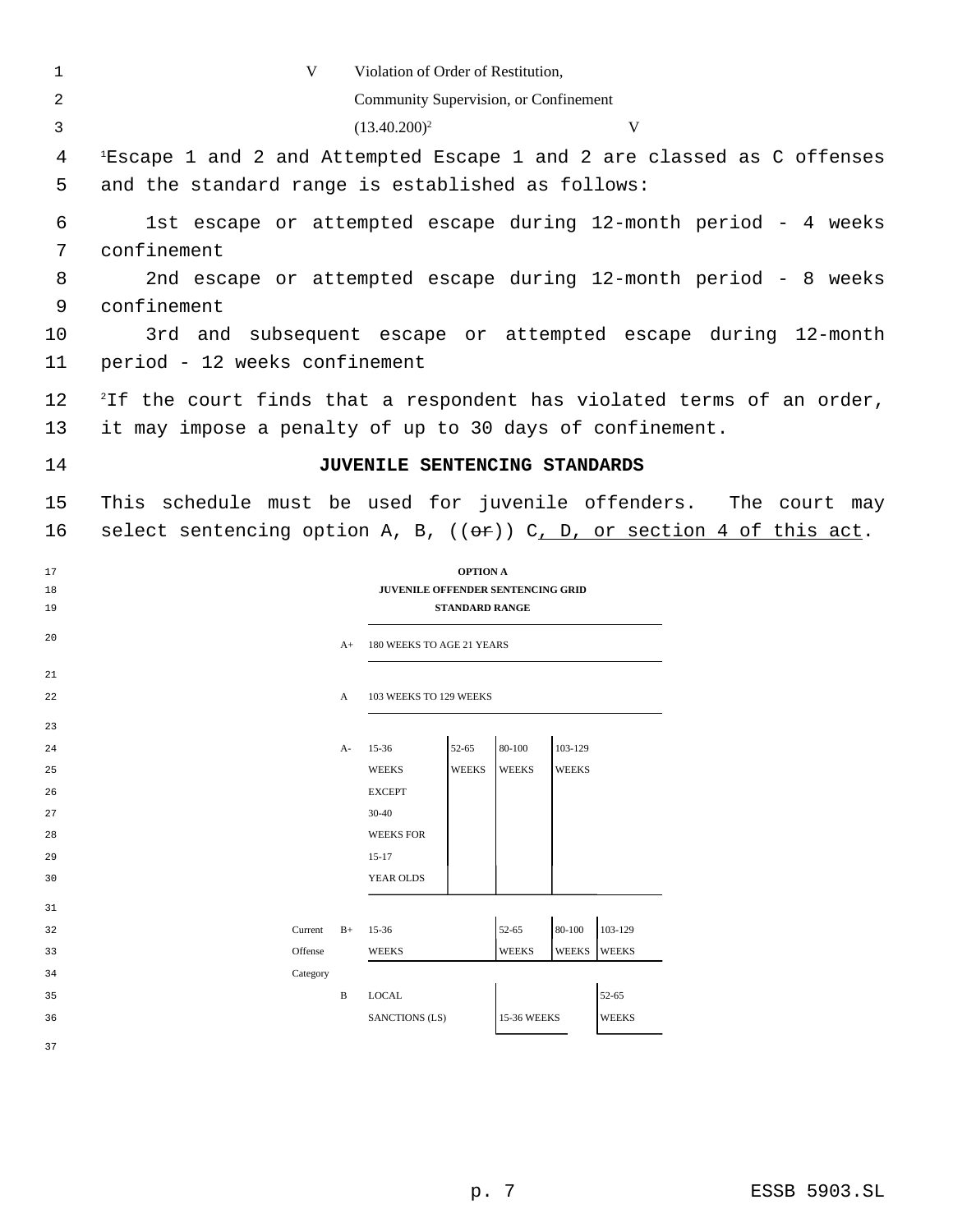| | | |
|---|---|---|
| V | Violation of Order of Restitution, Community Supervision, or Confinement (13.40.200)[2] | V |

[1]Escape 1 and 2 and Attempted Escape 1 and 2 are classed as C offenses and the standard range is established as follows:

1st escape or attempted escape during 12-month period - 4 weeks confinement

2nd escape or attempted escape during 12-month period - 8 weeks confinement

3rd and subsequent escape or attempted escape during 12-month period - 12 weeks confinement

[2]If the court finds that a respondent has violated terms of an order, it may impose a penalty of up to 30 days of confinement.

## JUVENILE SENTENCING STANDARDS

This schedule must be used for juvenile offenders. The court may select sentencing option A, B, ((~~or~~)) C, D, or section 4 of this act.

**OPTION A**
**JUVENILE OFFENDER SENTENCING GRID**
**STANDARD RANGE**

| Current Offense Category | | | | | |
|---|---|---|---|---|---|
| A+ | 180 WEEKS TO AGE 21 YEARS | | | | |
| A | 103 WEEKS TO 129 WEEKS | | | | |
| A- | 15-36 WEEKS EXCEPT 30-40 WEEKS FOR 15-17 YEAR OLDS | 52-65 WEEKS | 80-100 WEEKS | 103-129 WEEKS | |
| B+ | 15-36 WEEKS | | 52-65 WEEKS | 80-100 WEEKS | 103-129 WEEKS |
| B | LOCAL SANCTIONS (LS) | | 15-36 WEEKS | | 52-65 WEEKS |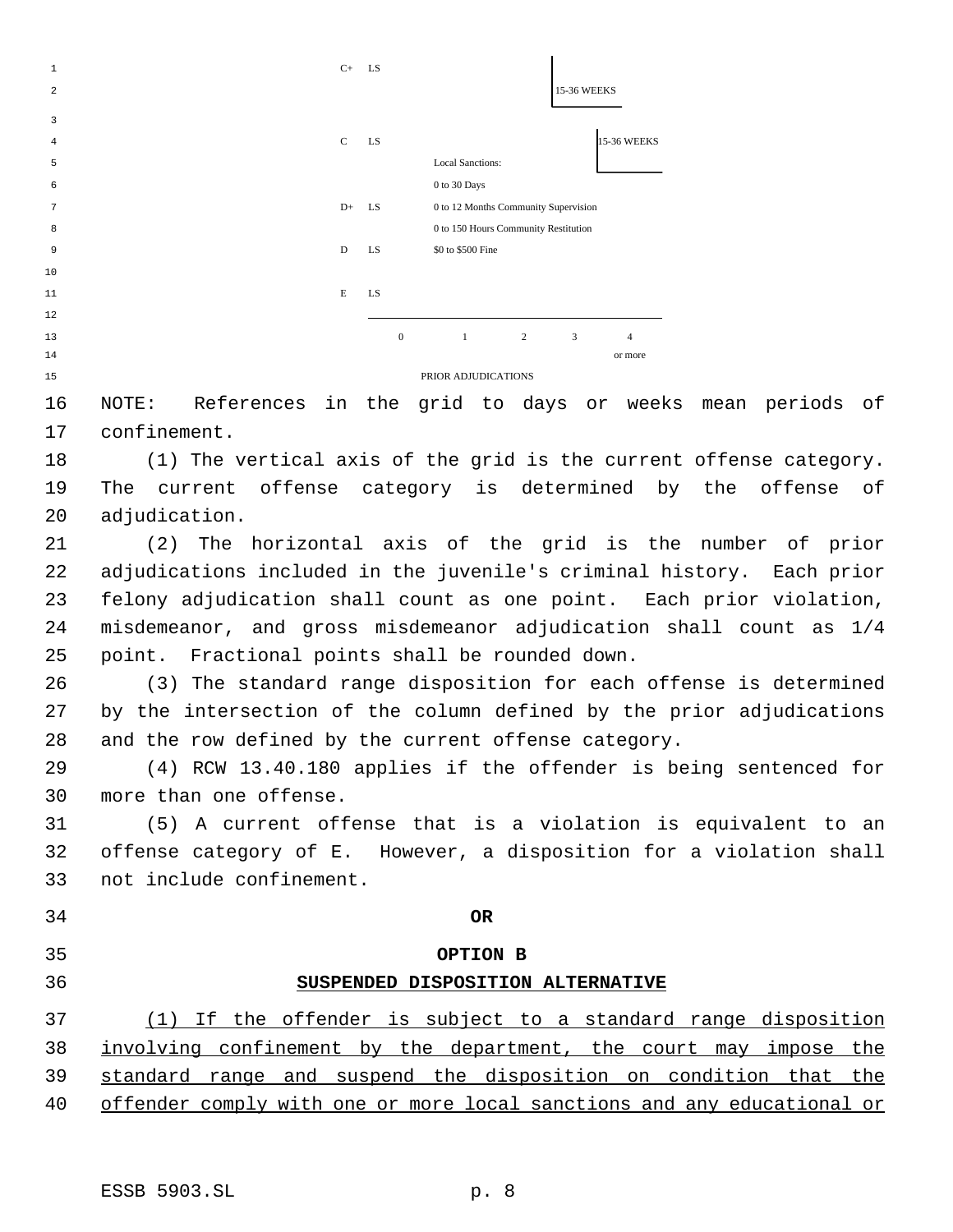| | 0 | 1 | 2 | 3 | 4 or more |
|---|---|---|---|---|---|
| C+ | LS | | | 15-36 WEEKS | |
| C | LS | | | | 15-36 WEEKS |
| D+ | LS | Local Sanctions: 0 to 30 Days; 0 to 12 Months Community Supervision; 0 to 150 Hours Community Restitution; $0 to $500 Fine | | | |
| D | LS | | | | |
| E | LS | | | | |

PRIOR ADJUDICATIONS

NOTE: References in the grid to days or weeks mean periods of confinement.

(1) The vertical axis of the grid is the current offense category. The current offense category is determined by the offense of adjudication.

(2) The horizontal axis of the grid is the number of prior adjudications included in the juvenile's criminal history. Each prior felony adjudication shall count as one point. Each prior violation, misdemeanor, and gross misdemeanor adjudication shall count as 1/4 point. Fractional points shall be rounded down.

(3) The standard range disposition for each offense is determined by the intersection of the column defined by the prior adjudications and the row defined by the current offense category.

(4) RCW 13.40.180 applies if the offender is being sentenced for more than one offense.

(5) A current offense that is a violation is equivalent to an offense category of E. However, a disposition for a violation shall not include confinement.

**OR**

**OPTION B**

**SUSPENDED DISPOSITION ALTERNATIVE**

(1) If the offender is subject to a standard range disposition involving confinement by the department, the court may impose the standard range and suspend the disposition on condition that the offender comply with one or more local sanctions and any educational or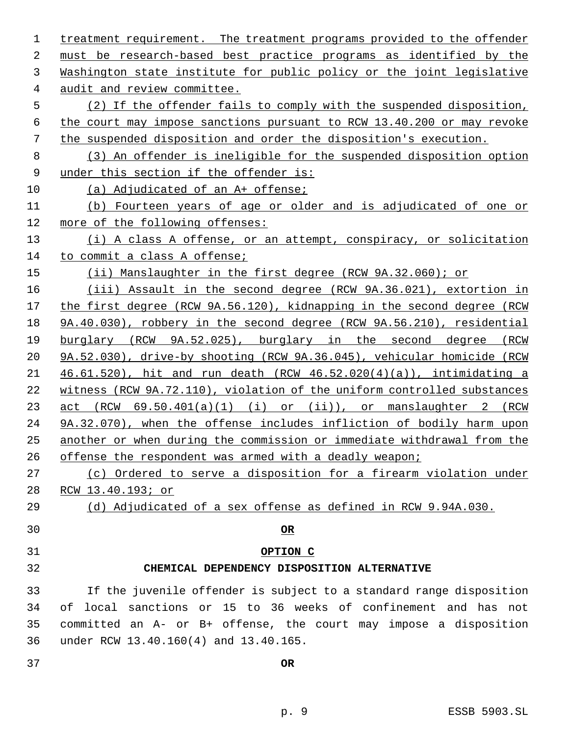treatment requirement. The treatment programs provided to the offender must be research-based best practice programs as identified by the Washington state institute for public policy or the joint legislative audit and review committee.

(2) If the offender fails to comply with the suspended disposition, the court may impose sanctions pursuant to RCW 13.40.200 or may revoke the suspended disposition and order the disposition's execution.

(3) An offender is ineligible for the suspended disposition option under this section if the offender is:

(a) Adjudicated of an A+ offense;

(b) Fourteen years of age or older and is adjudicated of one or more of the following offenses:

(i) A class A offense, or an attempt, conspiracy, or solicitation to commit a class A offense;

(ii) Manslaughter in the first degree (RCW 9A.32.060); or

(iii) Assault in the second degree (RCW 9A.36.021), extortion in the first degree (RCW 9A.56.120), kidnapping in the second degree (RCW 9A.40.030), robbery in the second degree (RCW 9A.56.210), residential burglary (RCW 9A.52.025), burglary in the second degree (RCW 9A.52.030), drive-by shooting (RCW 9A.36.045), vehicular homicide (RCW 46.61.520), hit and run death (RCW 46.52.020(4)(a)), intimidating a witness (RCW 9A.72.110), violation of the uniform controlled substances act (RCW 69.50.401(a)(1) (i) or (ii)), or manslaughter 2 (RCW 9A.32.070), when the offense includes infliction of bodily harm upon another or when during the commission or immediate withdrawal from the offense the respondent was armed with a deadly weapon;

(c) Ordered to serve a disposition for a firearm violation under RCW 13.40.193; or

(d) Adjudicated of a sex offense as defined in RCW 9.94A.030.

**OR**

**OPTION C**

**CHEMICAL DEPENDENCY DISPOSITION ALTERNATIVE**

If the juvenile offender is subject to a standard range disposition of local sanctions or 15 to 36 weeks of confinement and has not committed an A- or B+ offense, the court may impose a disposition under RCW 13.40.160(4) and 13.40.165.

**OR**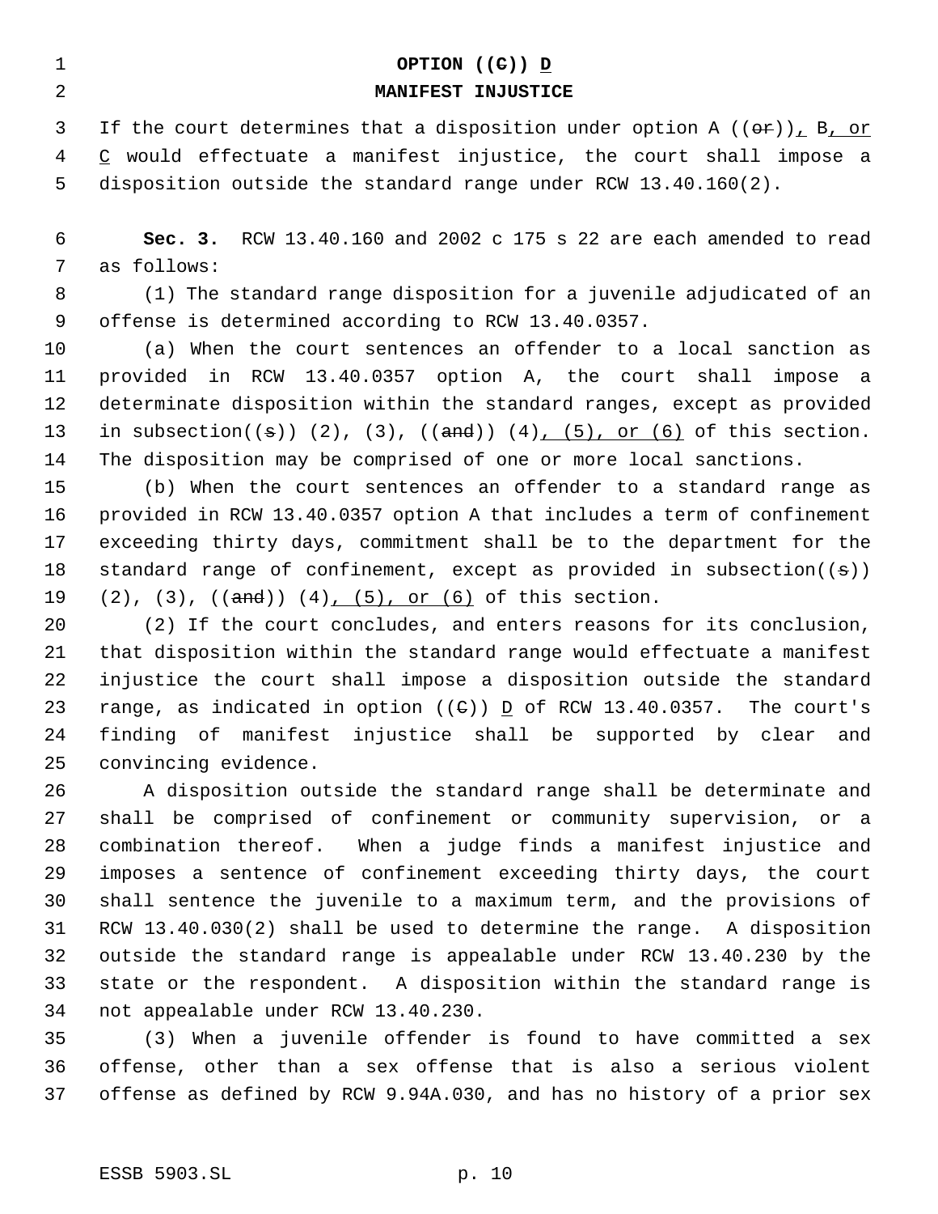**OPTION ((C)) D**

**MANIFEST INJUSTICE**

If the court determines that a disposition under option A ((or)), B, or C would effectuate a manifest injustice, the court shall impose a disposition outside the standard range under RCW 13.40.160(2).

**Sec. 3.** RCW 13.40.160 and 2002 c 175 s 22 are each amended to read as follows:

(1) The standard range disposition for a juvenile adjudicated of an offense is determined according to RCW 13.40.0357.

(a) When the court sentences an offender to a local sanction as provided in RCW 13.40.0357 option A, the court shall impose a determinate disposition within the standard ranges, except as provided in subsection((s)) (2), (3), ((and)) (4), (5), or (6) of this section. The disposition may be comprised of one or more local sanctions.

(b) When the court sentences an offender to a standard range as provided in RCW 13.40.0357 option A that includes a term of confinement exceeding thirty days, commitment shall be to the department for the standard range of confinement, except as provided in subsection((s)) (2), (3), ((and)) (4), (5), or (6) of this section.

(2) If the court concludes, and enters reasons for its conclusion, that disposition within the standard range would effectuate a manifest injustice the court shall impose a disposition outside the standard range, as indicated in option ((C)) D of RCW 13.40.0357. The court's finding of manifest injustice shall be supported by clear and convincing evidence.

A disposition outside the standard range shall be determinate and shall be comprised of confinement or community supervision, or a combination thereof. When a judge finds a manifest injustice and imposes a sentence of confinement exceeding thirty days, the court shall sentence the juvenile to a maximum term, and the provisions of RCW 13.40.030(2) shall be used to determine the range. A disposition outside the standard range is appealable under RCW 13.40.230 by the state or the respondent. A disposition within the standard range is not appealable under RCW 13.40.230.

(3) When a juvenile offender is found to have committed a sex offense, other than a sex offense that is also a serious violent offense as defined by RCW 9.94A.030, and has no history of a prior sex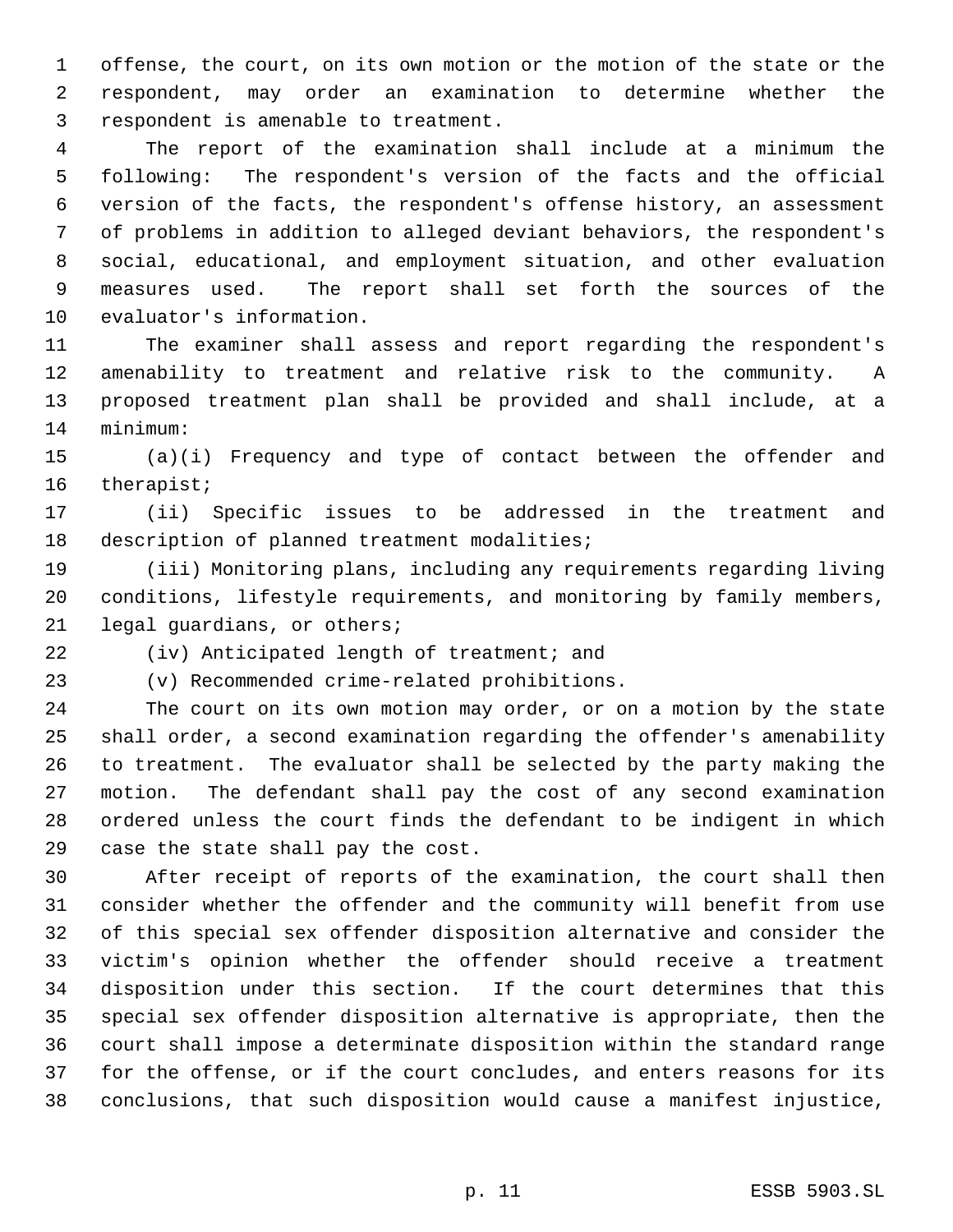offense, the court, on its own motion or the motion of the state or the respondent, may order an examination to determine whether the respondent is amenable to treatment.

The report of the examination shall include at a minimum the following: The respondent's version of the facts and the official version of the facts, the respondent's offense history, an assessment of problems in addition to alleged deviant behaviors, the respondent's social, educational, and employment situation, and other evaluation measures used. The report shall set forth the sources of the evaluator's information.

The examiner shall assess and report regarding the respondent's amenability to treatment and relative risk to the community. A proposed treatment plan shall be provided and shall include, at a minimum:

(a)(i) Frequency and type of contact between the offender and therapist;

(ii) Specific issues to be addressed in the treatment and description of planned treatment modalities;

(iii) Monitoring plans, including any requirements regarding living conditions, lifestyle requirements, and monitoring by family members, legal guardians, or others;

(iv) Anticipated length of treatment; and

(v) Recommended crime-related prohibitions.

The court on its own motion may order, or on a motion by the state shall order, a second examination regarding the offender's amenability to treatment. The evaluator shall be selected by the party making the motion. The defendant shall pay the cost of any second examination ordered unless the court finds the defendant to be indigent in which case the state shall pay the cost.

After receipt of reports of the examination, the court shall then consider whether the offender and the community will benefit from use of this special sex offender disposition alternative and consider the victim's opinion whether the offender should receive a treatment disposition under this section. If the court determines that this special sex offender disposition alternative is appropriate, then the court shall impose a determinate disposition within the standard range for the offense, or if the court concludes, and enters reasons for its conclusions, that such disposition would cause a manifest injustice,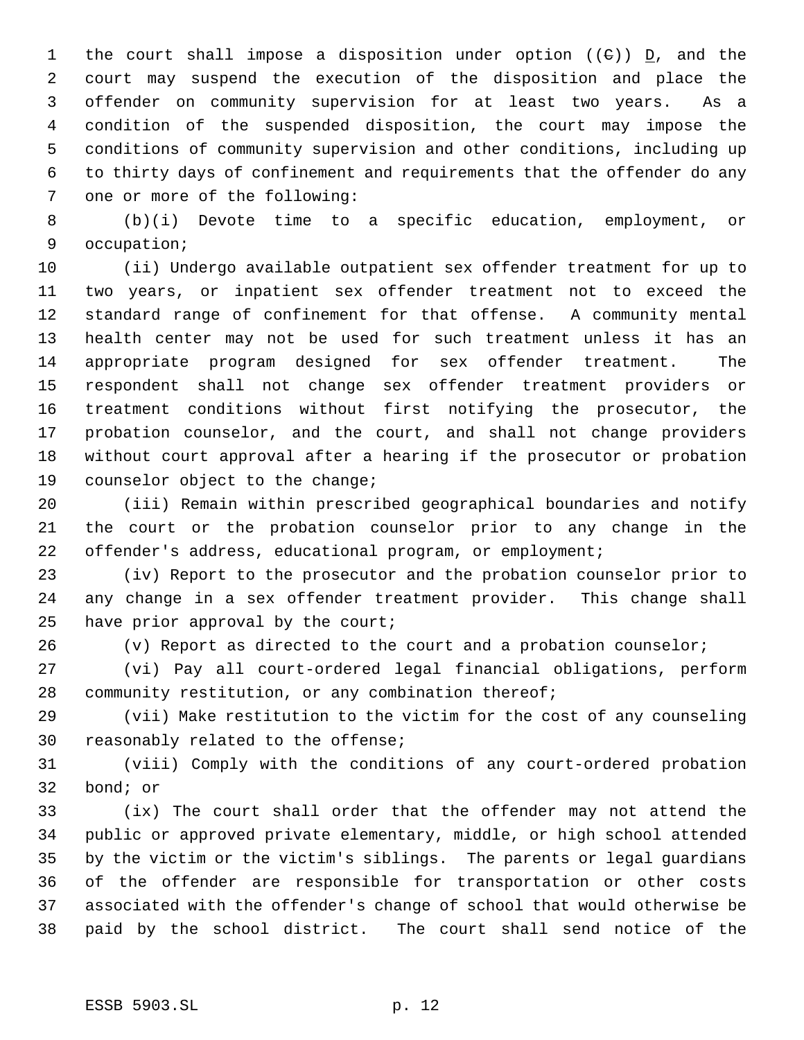the court shall impose a disposition under option ((~~C~~)) <u>D</u>, and the court may suspend the execution of the disposition and place the offender on community supervision for at least two years. As a condition of the suspended disposition, the court may impose the conditions of community supervision and other conditions, including up to thirty days of confinement and requirements that the offender do any one or more of the following:

(b)(i) Devote time to a specific education, employment, or occupation;

(ii) Undergo available outpatient sex offender treatment for up to two years, or inpatient sex offender treatment not to exceed the standard range of confinement for that offense. A community mental health center may not be used for such treatment unless it has an appropriate program designed for sex offender treatment. The respondent shall not change sex offender treatment providers or treatment conditions without first notifying the prosecutor, the probation counselor, and the court, and shall not change providers without court approval after a hearing if the prosecutor or probation counselor object to the change;

(iii) Remain within prescribed geographical boundaries and notify the court or the probation counselor prior to any change in the offender's address, educational program, or employment;

(iv) Report to the prosecutor and the probation counselor prior to any change in a sex offender treatment provider. This change shall have prior approval by the court;

(v) Report as directed to the court and a probation counselor;

(vi) Pay all court-ordered legal financial obligations, perform community restitution, or any combination thereof;

(vii) Make restitution to the victim for the cost of any counseling reasonably related to the offense;

(viii) Comply with the conditions of any court-ordered probation bond; or

(ix) The court shall order that the offender may not attend the public or approved private elementary, middle, or high school attended by the victim or the victim's siblings. The parents or legal guardians of the offender are responsible for transportation or other costs associated with the offender's change of school that would otherwise be paid by the school district. The court shall send notice of the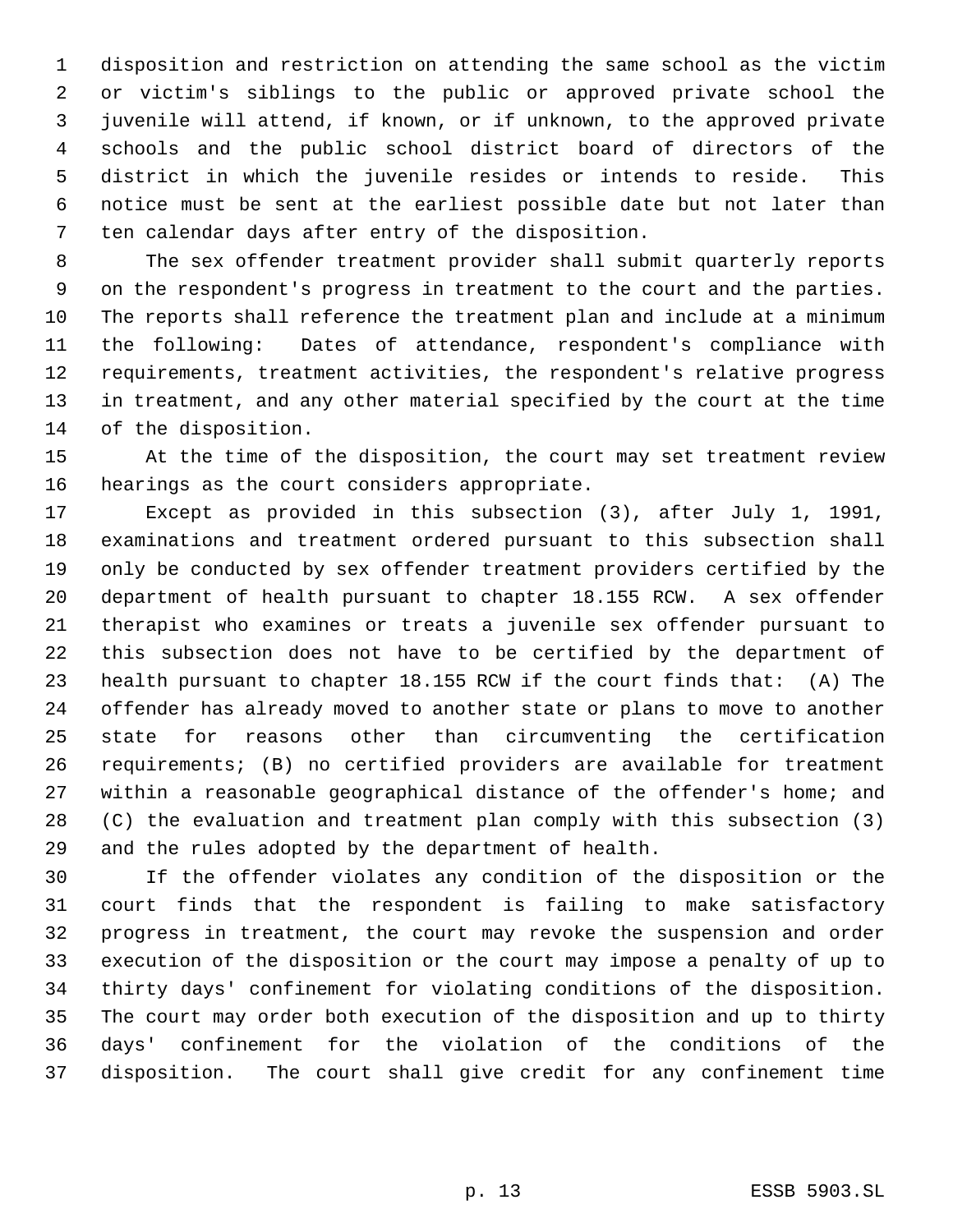disposition and restriction on attending the same school as the victim or victim's siblings to the public or approved private school the juvenile will attend, if known, or if unknown, to the approved private schools and the public school district board of directors of the district in which the juvenile resides or intends to reside. This notice must be sent at the earliest possible date but not later than ten calendar days after entry of the disposition.

The sex offender treatment provider shall submit quarterly reports on the respondent's progress in treatment to the court and the parties. The reports shall reference the treatment plan and include at a minimum the following: Dates of attendance, respondent's compliance with requirements, treatment activities, the respondent's relative progress in treatment, and any other material specified by the court at the time of the disposition.

At the time of the disposition, the court may set treatment review hearings as the court considers appropriate.

Except as provided in this subsection (3), after July 1, 1991, examinations and treatment ordered pursuant to this subsection shall only be conducted by sex offender treatment providers certified by the department of health pursuant to chapter 18.155 RCW. A sex offender therapist who examines or treats a juvenile sex offender pursuant to this subsection does not have to be certified by the department of health pursuant to chapter 18.155 RCW if the court finds that: (A) The offender has already moved to another state or plans to move to another state for reasons other than circumventing the certification requirements; (B) no certified providers are available for treatment within a reasonable geographical distance of the offender's home; and (C) the evaluation and treatment plan comply with this subsection (3) and the rules adopted by the department of health.

If the offender violates any condition of the disposition or the court finds that the respondent is failing to make satisfactory progress in treatment, the court may revoke the suspension and order execution of the disposition or the court may impose a penalty of up to thirty days' confinement for violating conditions of the disposition. The court may order both execution of the disposition and up to thirty days' confinement for the violation of the conditions of the disposition. The court shall give credit for any confinement time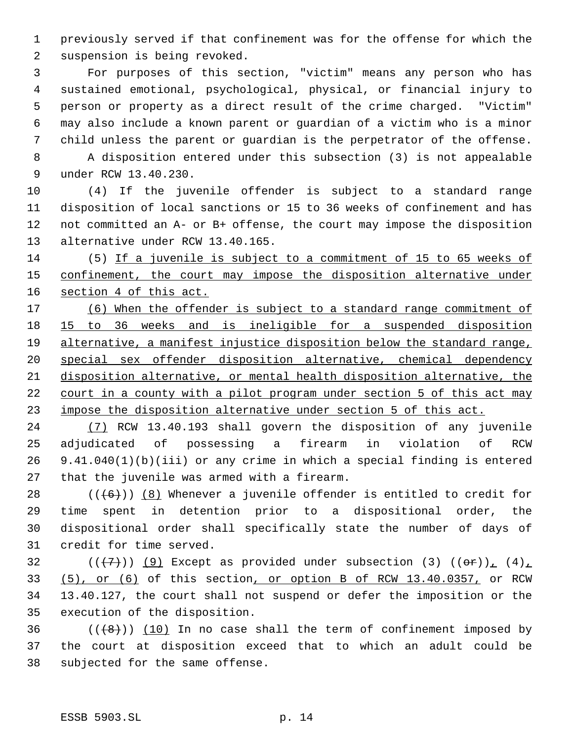previously served if that confinement was for the offense for which the suspension is being revoked.

For purposes of this section, "victim" means any person who has sustained emotional, psychological, physical, or financial injury to person or property as a direct result of the crime charged. "Victim" may also include a known parent or guardian of a victim who is a minor child unless the parent or guardian is the perpetrator of the offense.

A disposition entered under this subsection (3) is not appealable under RCW 13.40.230.

(4) If the juvenile offender is subject to a standard range disposition of local sanctions or 15 to 36 weeks of confinement and has not committed an A- or B+ offense, the court may impose the disposition alternative under RCW 13.40.165.

(5) If a juvenile is subject to a commitment of 15 to 65 weeks of confinement, the court may impose the disposition alternative under section 4 of this act.

(6) When the offender is subject to a standard range commitment of 15 to 36 weeks and is ineligible for a suspended disposition alternative, a manifest injustice disposition below the standard range, special sex offender disposition alternative, chemical dependency disposition alternative, or mental health disposition alternative, the court in a county with a pilot program under section 5 of this act may impose the disposition alternative under section 5 of this act.

(7) RCW 13.40.193 shall govern the disposition of any juvenile adjudicated of possessing a firearm in violation of RCW 9.41.040(1)(b)(iii) or any crime in which a special finding is entered that the juvenile was armed with a firearm.

~~((6))~~ (8) Whenever a juvenile offender is entitled to credit for time spent in detention prior to a dispositional order, the dispositional order shall specifically state the number of days of credit for time served.

~~((7))~~ (9) Except as provided under subsection (3) ~~((or))~~, (4), (5), or (6) of this section, or option B of RCW 13.40.0357, or RCW 13.40.127, the court shall not suspend or defer the imposition or the execution of the disposition.

~~((8))~~ (10) In no case shall the term of confinement imposed by the court at disposition exceed that to which an adult could be subjected for the same offense.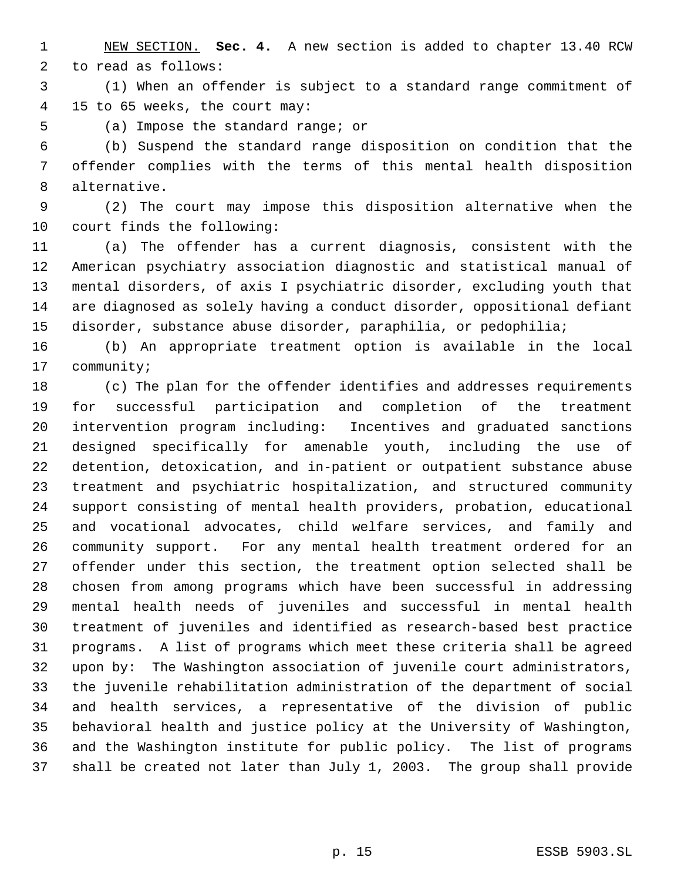NEW SECTION. **Sec. 4.** A new section is added to chapter 13.40 RCW to read as follows:

(1) When an offender is subject to a standard range commitment of 15 to 65 weeks, the court may:

(a) Impose the standard range; or

(b) Suspend the standard range disposition on condition that the offender complies with the terms of this mental health disposition alternative.

(2) The court may impose this disposition alternative when the court finds the following:

(a) The offender has a current diagnosis, consistent with the American psychiatry association diagnostic and statistical manual of mental disorders, of axis I psychiatric disorder, excluding youth that are diagnosed as solely having a conduct disorder, oppositional defiant disorder, substance abuse disorder, paraphilia, or pedophilia;

(b) An appropriate treatment option is available in the local community;

(c) The plan for the offender identifies and addresses requirements for successful participation and completion of the treatment intervention program including: Incentives and graduated sanctions designed specifically for amenable youth, including the use of detention, detoxication, and in-patient or outpatient substance abuse treatment and psychiatric hospitalization, and structured community support consisting of mental health providers, probation, educational and vocational advocates, child welfare services, and family and community support. For any mental health treatment ordered for an offender under this section, the treatment option selected shall be chosen from among programs which have been successful in addressing mental health needs of juveniles and successful in mental health treatment of juveniles and identified as research-based best practice programs. A list of programs which meet these criteria shall be agreed upon by: The Washington association of juvenile court administrators, the juvenile rehabilitation administration of the department of social and health services, a representative of the division of public behavioral health and justice policy at the University of Washington, and the Washington institute for public policy. The list of programs shall be created not later than July 1, 2003. The group shall provide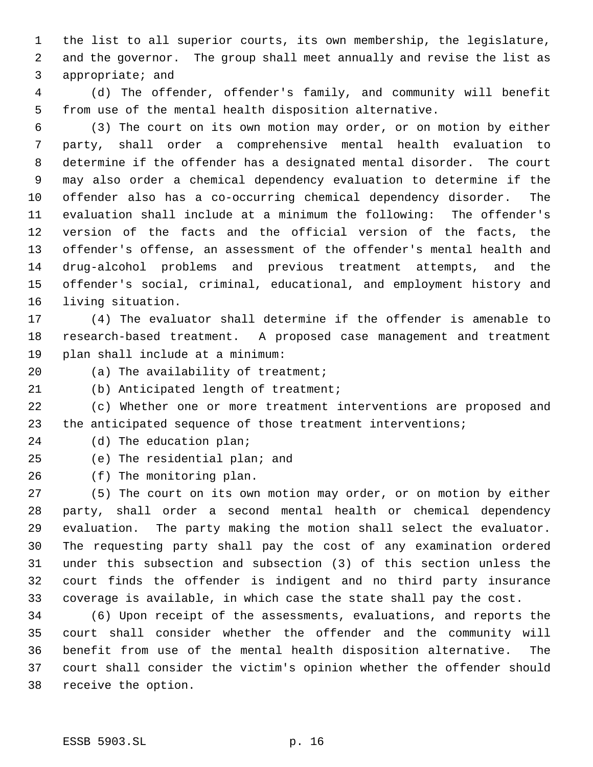the list to all superior courts, its own membership, the legislature, and the governor. The group shall meet annually and revise the list as appropriate; and

(d) The offender, offender's family, and community will benefit from use of the mental health disposition alternative.

(3) The court on its own motion may order, or on motion by either party, shall order a comprehensive mental health evaluation to determine if the offender has a designated mental disorder. The court may also order a chemical dependency evaluation to determine if the offender also has a co-occurring chemical dependency disorder. The evaluation shall include at a minimum the following: The offender's version of the facts and the official version of the facts, the offender's offense, an assessment of the offender's mental health and drug-alcohol problems and previous treatment attempts, and the offender's social, criminal, educational, and employment history and living situation.

(4) The evaluator shall determine if the offender is amenable to research-based treatment. A proposed case management and treatment plan shall include at a minimum:

(a) The availability of treatment;

(b) Anticipated length of treatment;

(c) Whether one or more treatment interventions are proposed and the anticipated sequence of those treatment interventions;

(d) The education plan;

(e) The residential plan; and

(f) The monitoring plan.

(5) The court on its own motion may order, or on motion by either party, shall order a second mental health or chemical dependency evaluation. The party making the motion shall select the evaluator. The requesting party shall pay the cost of any examination ordered under this subsection and subsection (3) of this section unless the court finds the offender is indigent and no third party insurance coverage is available, in which case the state shall pay the cost.

(6) Upon receipt of the assessments, evaluations, and reports the court shall consider whether the offender and the community will benefit from use of the mental health disposition alternative. The court shall consider the victim's opinion whether the offender should receive the option.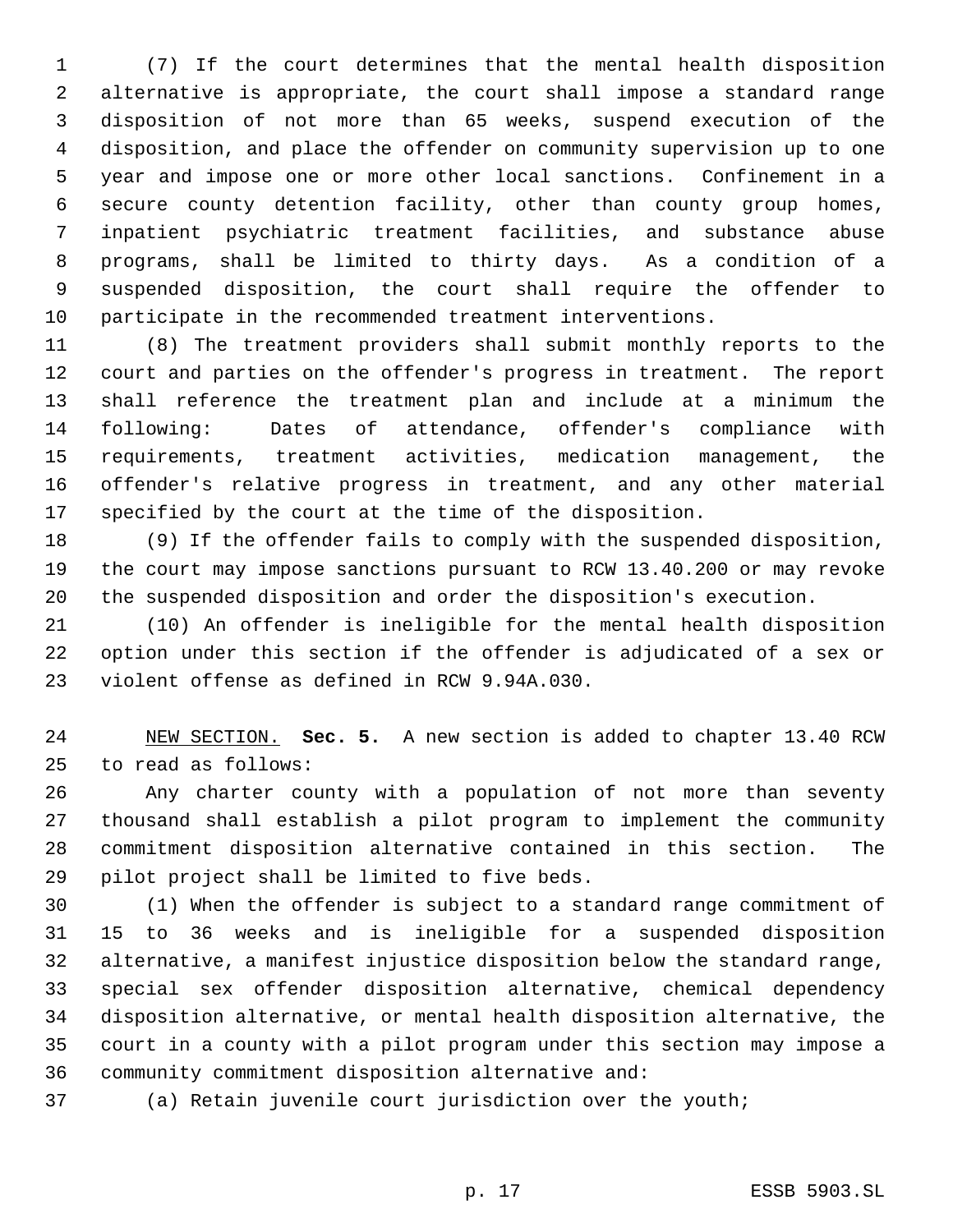(7) If the court determines that the mental health disposition alternative is appropriate, the court shall impose a standard range disposition of not more than 65 weeks, suspend execution of the disposition, and place the offender on community supervision up to one year and impose one or more other local sanctions. Confinement in a secure county detention facility, other than county group homes, inpatient psychiatric treatment facilities, and substance abuse programs, shall be limited to thirty days. As a condition of a suspended disposition, the court shall require the offender to participate in the recommended treatment interventions.

(8) The treatment providers shall submit monthly reports to the court and parties on the offender's progress in treatment. The report shall reference the treatment plan and include at a minimum the following: Dates of attendance, offender's compliance with requirements, treatment activities, medication management, the offender's relative progress in treatment, and any other material specified by the court at the time of the disposition.

(9) If the offender fails to comply with the suspended disposition, the court may impose sanctions pursuant to RCW 13.40.200 or may revoke the suspended disposition and order the disposition's execution.

(10) An offender is ineligible for the mental health disposition option under this section if the offender is adjudicated of a sex or violent offense as defined in RCW 9.94A.030.

NEW SECTION. **Sec. 5.** A new section is added to chapter 13.40 RCW to read as follows:

Any charter county with a population of not more than seventy thousand shall establish a pilot program to implement the community commitment disposition alternative contained in this section. The pilot project shall be limited to five beds.

(1) When the offender is subject to a standard range commitment of 15 to 36 weeks and is ineligible for a suspended disposition alternative, a manifest injustice disposition below the standard range, special sex offender disposition alternative, chemical dependency disposition alternative, or mental health disposition alternative, the court in a county with a pilot program under this section may impose a community commitment disposition alternative and:

(a) Retain juvenile court jurisdiction over the youth;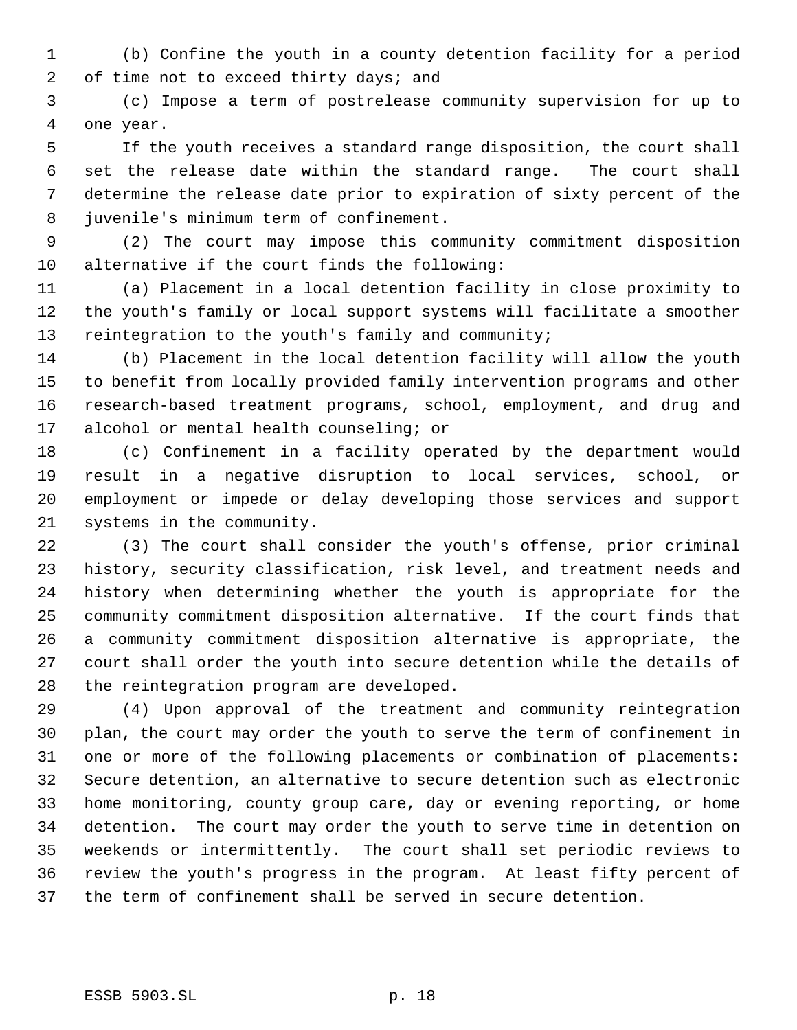(b) Confine the youth in a county detention facility for a period of time not to exceed thirty days; and

(c) Impose a term of postrelease community supervision for up to one year.

If the youth receives a standard range disposition, the court shall set the release date within the standard range. The court shall determine the release date prior to expiration of sixty percent of the juvenile's minimum term of confinement.

(2) The court may impose this community commitment disposition alternative if the court finds the following:

(a) Placement in a local detention facility in close proximity to the youth's family or local support systems will facilitate a smoother reintegration to the youth's family and community;

(b) Placement in the local detention facility will allow the youth to benefit from locally provided family intervention programs and other research-based treatment programs, school, employment, and drug and alcohol or mental health counseling; or

(c) Confinement in a facility operated by the department would result in a negative disruption to local services, school, or employment or impede or delay developing those services and support systems in the community.

(3) The court shall consider the youth's offense, prior criminal history, security classification, risk level, and treatment needs and history when determining whether the youth is appropriate for the community commitment disposition alternative. If the court finds that a community commitment disposition alternative is appropriate, the court shall order the youth into secure detention while the details of the reintegration program are developed.

(4) Upon approval of the treatment and community reintegration plan, the court may order the youth to serve the term of confinement in one or more of the following placements or combination of placements: Secure detention, an alternative to secure detention such as electronic home monitoring, county group care, day or evening reporting, or home detention. The court may order the youth to serve time in detention on weekends or intermittently. The court shall set periodic reviews to review the youth's progress in the program. At least fifty percent of the term of confinement shall be served in secure detention.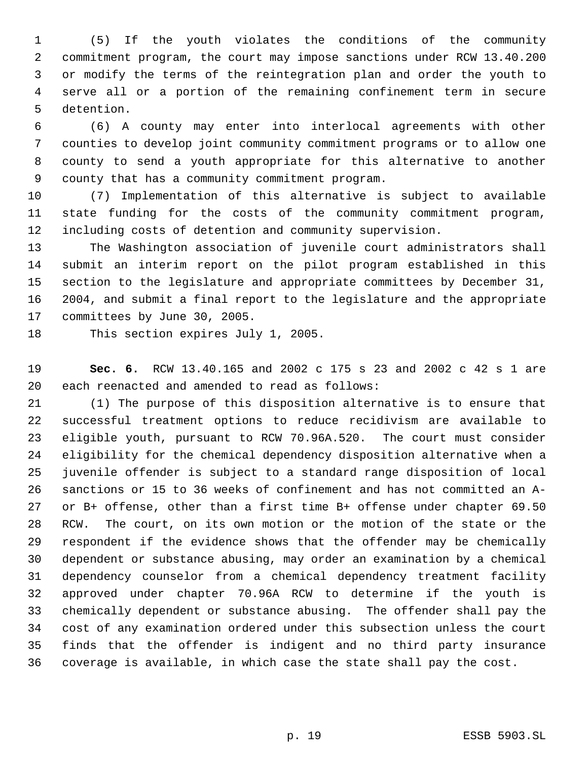(5) If the youth violates the conditions of the community commitment program, the court may impose sanctions under RCW 13.40.200 or modify the terms of the reintegration plan and order the youth to serve all or a portion of the remaining confinement term in secure detention.

(6) A county may enter into interlocal agreements with other counties to develop joint community commitment programs or to allow one county to send a youth appropriate for this alternative to another county that has a community commitment program.

(7) Implementation of this alternative is subject to available state funding for the costs of the community commitment program, including costs of detention and community supervision.

The Washington association of juvenile court administrators shall submit an interim report on the pilot program established in this section to the legislature and appropriate committees by December 31, 2004, and submit a final report to the legislature and the appropriate committees by June 30, 2005.

This section expires July 1, 2005.

**Sec. 6.** RCW 13.40.165 and 2002 c 175 s 23 and 2002 c 42 s 1 are each reenacted and amended to read as follows:

(1) The purpose of this disposition alternative is to ensure that successful treatment options to reduce recidivism are available to eligible youth, pursuant to RCW 70.96A.520. The court must consider eligibility for the chemical dependency disposition alternative when a juvenile offender is subject to a standard range disposition of local sanctions or 15 to 36 weeks of confinement and has not committed an A- or B+ offense, other than a first time B+ offense under chapter 69.50 RCW. The court, on its own motion or the motion of the state or the respondent if the evidence shows that the offender may be chemically dependent or substance abusing, may order an examination by a chemical dependency counselor from a chemical dependency treatment facility approved under chapter 70.96A RCW to determine if the youth is chemically dependent or substance abusing. The offender shall pay the cost of any examination ordered under this subsection unless the court finds that the offender is indigent and no third party insurance coverage is available, in which case the state shall pay the cost.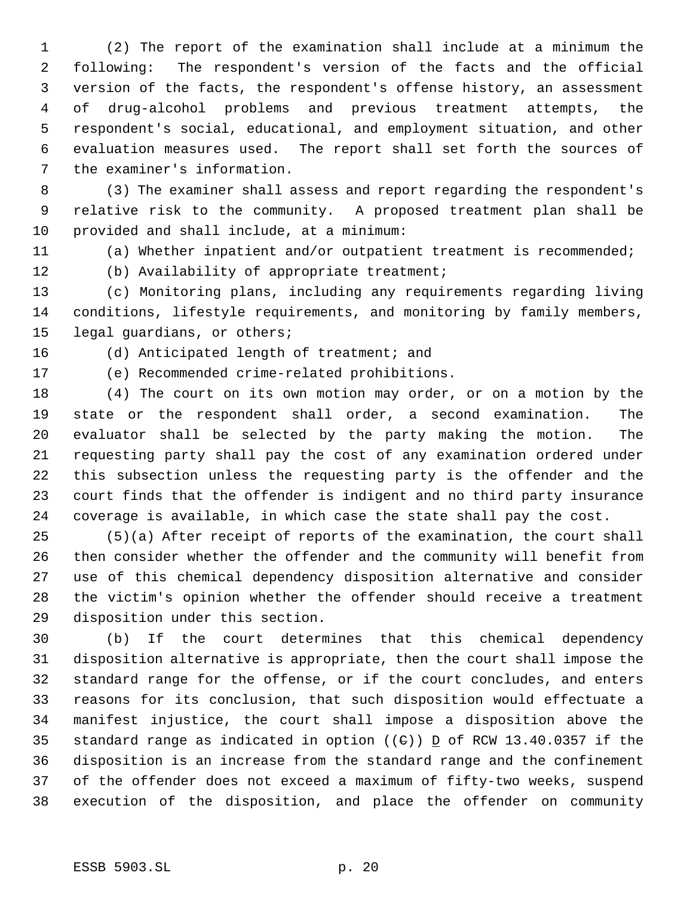(2) The report of the examination shall include at a minimum the following: The respondent's version of the facts and the official version of the facts, the respondent's offense history, an assessment of drug-alcohol problems and previous treatment attempts, the respondent's social, educational, and employment situation, and other evaluation measures used. The report shall set forth the sources of the examiner's information.

(3) The examiner shall assess and report regarding the respondent's relative risk to the community. A proposed treatment plan shall be provided and shall include, at a minimum:

(a) Whether inpatient and/or outpatient treatment is recommended;

(b) Availability of appropriate treatment;

(c) Monitoring plans, including any requirements regarding living conditions, lifestyle requirements, and monitoring by family members, legal guardians, or others;

(d) Anticipated length of treatment; and

(e) Recommended crime-related prohibitions.

(4) The court on its own motion may order, or on a motion by the state or the respondent shall order, a second examination. The evaluator shall be selected by the party making the motion. The requesting party shall pay the cost of any examination ordered under this subsection unless the requesting party is the offender and the court finds that the offender is indigent and no third party insurance coverage is available, in which case the state shall pay the cost.

(5)(a) After receipt of reports of the examination, the court shall then consider whether the offender and the community will benefit from use of this chemical dependency disposition alternative and consider the victim's opinion whether the offender should receive a treatment disposition under this section.

(b) If the court determines that this chemical dependency disposition alternative is appropriate, then the court shall impose the standard range for the offense, or if the court concludes, and enters reasons for its conclusion, that such disposition would effectuate a manifest injustice, the court shall impose a disposition above the standard range as indicated in option ((~~C~~)) <u>D</u> of RCW 13.40.0357 if the disposition is an increase from the standard range and the confinement of the offender does not exceed a maximum of fifty-two weeks, suspend execution of the disposition, and place the offender on community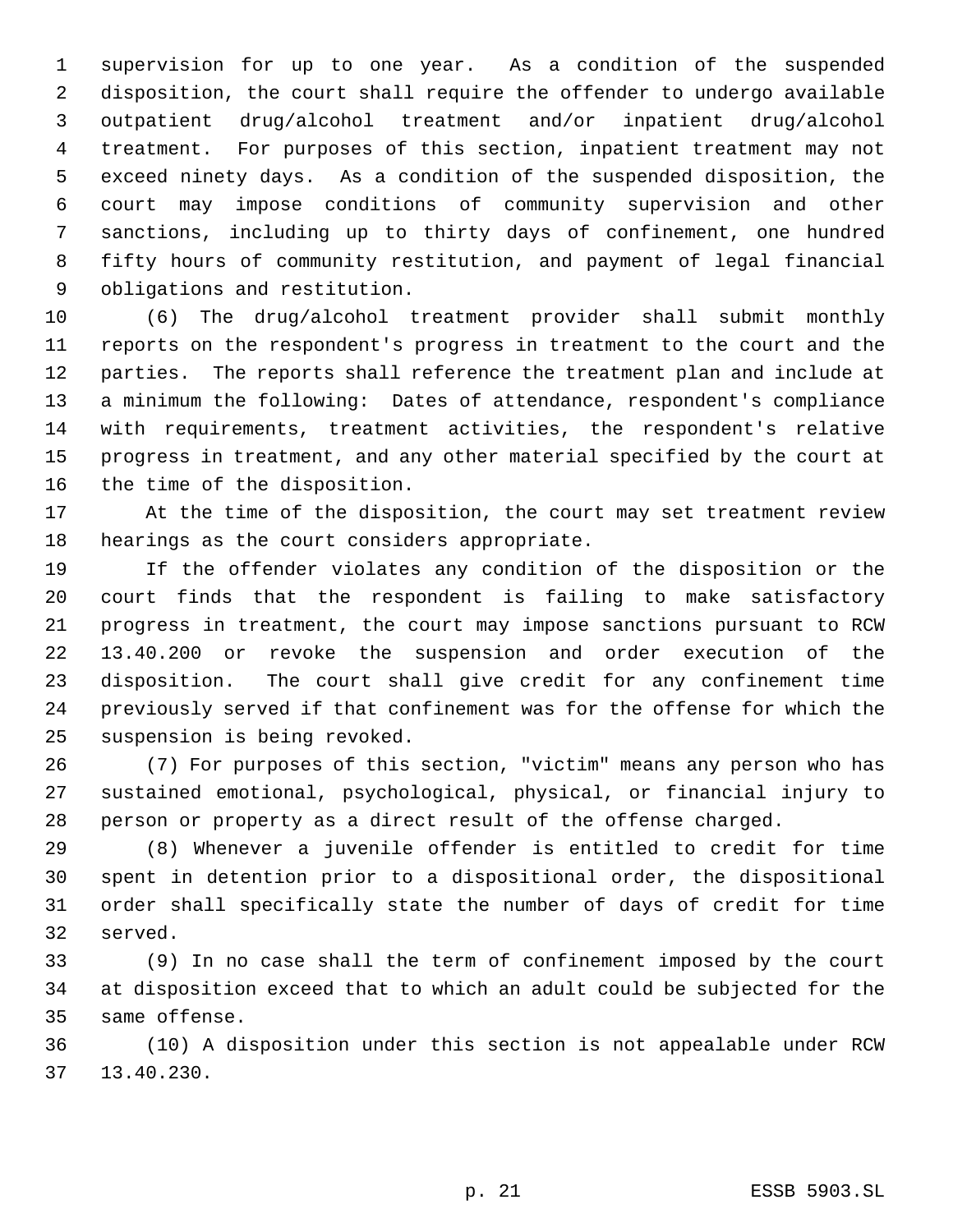supervision for up to one year. As a condition of the suspended disposition, the court shall require the offender to undergo available outpatient drug/alcohol treatment and/or inpatient drug/alcohol treatment. For purposes of this section, inpatient treatment may not exceed ninety days. As a condition of the suspended disposition, the court may impose conditions of community supervision and other sanctions, including up to thirty days of confinement, one hundred fifty hours of community restitution, and payment of legal financial obligations and restitution.

(6) The drug/alcohol treatment provider shall submit monthly reports on the respondent's progress in treatment to the court and the parties. The reports shall reference the treatment plan and include at a minimum the following: Dates of attendance, respondent's compliance with requirements, treatment activities, the respondent's relative progress in treatment, and any other material specified by the court at the time of the disposition.

At the time of the disposition, the court may set treatment review hearings as the court considers appropriate.

If the offender violates any condition of the disposition or the court finds that the respondent is failing to make satisfactory progress in treatment, the court may impose sanctions pursuant to RCW 13.40.200 or revoke the suspension and order execution of the disposition. The court shall give credit for any confinement time previously served if that confinement was for the offense for which the suspension is being revoked.

(7) For purposes of this section, "victim" means any person who has sustained emotional, psychological, physical, or financial injury to person or property as a direct result of the offense charged.

(8) Whenever a juvenile offender is entitled to credit for time spent in detention prior to a dispositional order, the dispositional order shall specifically state the number of days of credit for time served.

(9) In no case shall the term of confinement imposed by the court at disposition exceed that to which an adult could be subjected for the same offense.

(10) A disposition under this section is not appealable under RCW 13.40.230.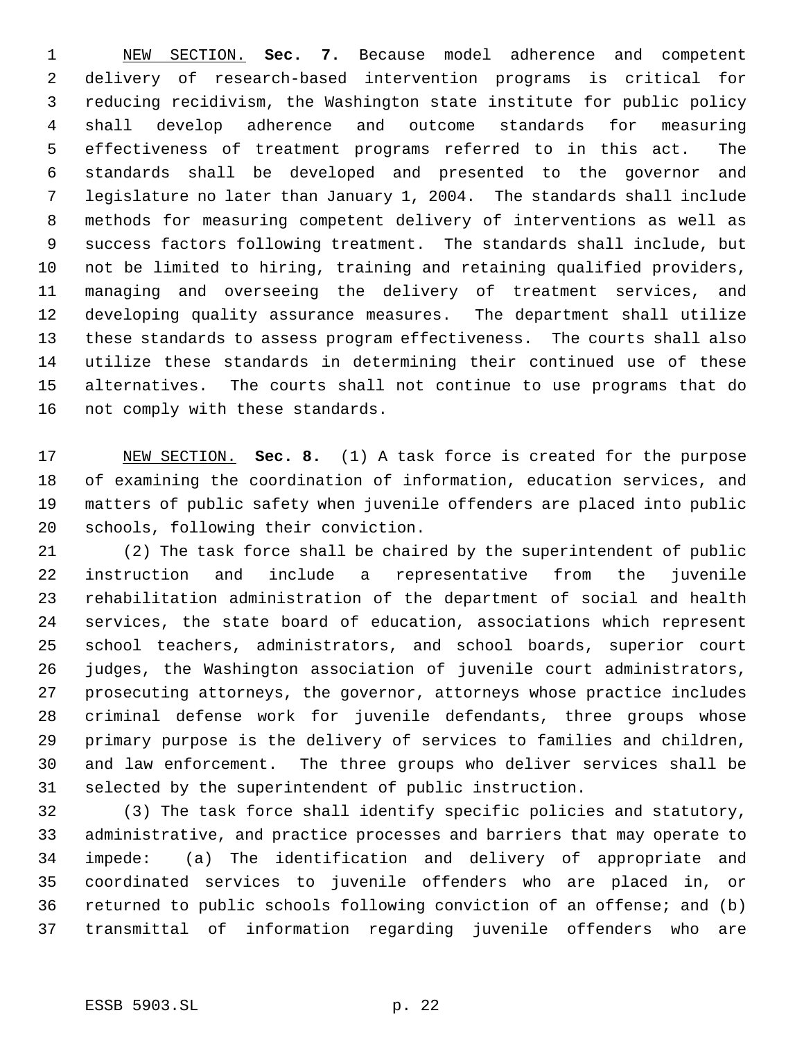NEW SECTION. **Sec. 7.** Because model adherence and competent delivery of research-based intervention programs is critical for reducing recidivism, the Washington state institute for public policy shall develop adherence and outcome standards for measuring effectiveness of treatment programs referred to in this act. The standards shall be developed and presented to the governor and legislature no later than January 1, 2004. The standards shall include methods for measuring competent delivery of interventions as well as success factors following treatment. The standards shall include, but not be limited to hiring, training and retaining qualified providers, managing and overseeing the delivery of treatment services, and developing quality assurance measures. The department shall utilize these standards to assess program effectiveness. The courts shall also utilize these standards in determining their continued use of these alternatives. The courts shall not continue to use programs that do not comply with these standards.

NEW SECTION. **Sec. 8.** (1) A task force is created for the purpose of examining the coordination of information, education services, and matters of public safety when juvenile offenders are placed into public schools, following their conviction.

(2) The task force shall be chaired by the superintendent of public instruction and include a representative from the juvenile rehabilitation administration of the department of social and health services, the state board of education, associations which represent school teachers, administrators, and school boards, superior court judges, the Washington association of juvenile court administrators, prosecuting attorneys, the governor, attorneys whose practice includes criminal defense work for juvenile defendants, three groups whose primary purpose is the delivery of services to families and children, and law enforcement. The three groups who deliver services shall be selected by the superintendent of public instruction.

(3) The task force shall identify specific policies and statutory, administrative, and practice processes and barriers that may operate to impede: (a) The identification and delivery of appropriate and coordinated services to juvenile offenders who are placed in, or returned to public schools following conviction of an offense; and (b) transmittal of information regarding juvenile offenders who are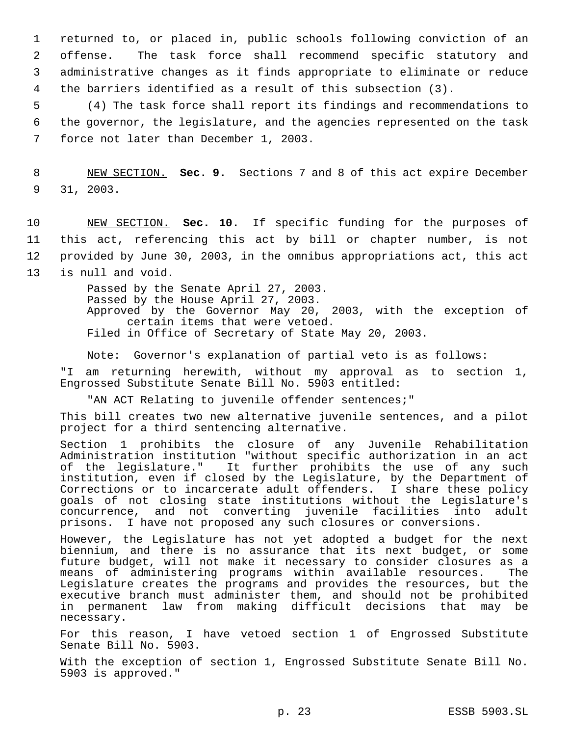returned to, or placed in, public schools following conviction of an offense. The task force shall recommend specific statutory and administrative changes as it finds appropriate to eliminate or reduce the barriers identified as a result of this subsection (3).

(4) The task force shall report its findings and recommendations to the governor, the legislature, and the agencies represented on the task force not later than December 1, 2003.

NEW SECTION. **Sec. 9.** Sections 7 and 8 of this act expire December 31, 2003.

NEW SECTION. **Sec. 10.** If specific funding for the purposes of this act, referencing this act by bill or chapter number, is not provided by June 30, 2003, in the omnibus appropriations act, this act is null and void.

Passed by the Senate April 27, 2003.
Passed by the House April 27, 2003.
Approved by the Governor May 20, 2003, with the exception of certain items that were vetoed.
Filed in Office of Secretary of State May 20, 2003.

Note: Governor's explanation of partial veto is as follows:

"I am returning herewith, without my approval as to section 1, Engrossed Substitute Senate Bill No. 5903 entitled:

"AN ACT Relating to juvenile offender sentences;"

This bill creates two new alternative juvenile sentences, and a pilot project for a third sentencing alternative.

Section 1 prohibits the closure of any Juvenile Rehabilitation Administration institution "without specific authorization in an act of the legislature." It further prohibits the use of any such institution, even if closed by the Legislature, by the Department of Corrections or to incarcerate adult offenders. I share these policy goals of not closing state institutions without the Legislature's concurrence, and not converting juvenile facilities into adult prisons. I have not proposed any such closures or conversions.

However, the Legislature has not yet adopted a budget for the next biennium, and there is no assurance that its next budget, or some future budget, will not make it necessary to consider closures as a means of administering programs within available resources. The Legislature creates the programs and provides the resources, but the executive branch must administer them, and should not be prohibited in permanent law from making difficult decisions that may be necessary.

For this reason, I have vetoed section 1 of Engrossed Substitute Senate Bill No. 5903.

With the exception of section 1, Engrossed Substitute Senate Bill No. 5903 is approved."